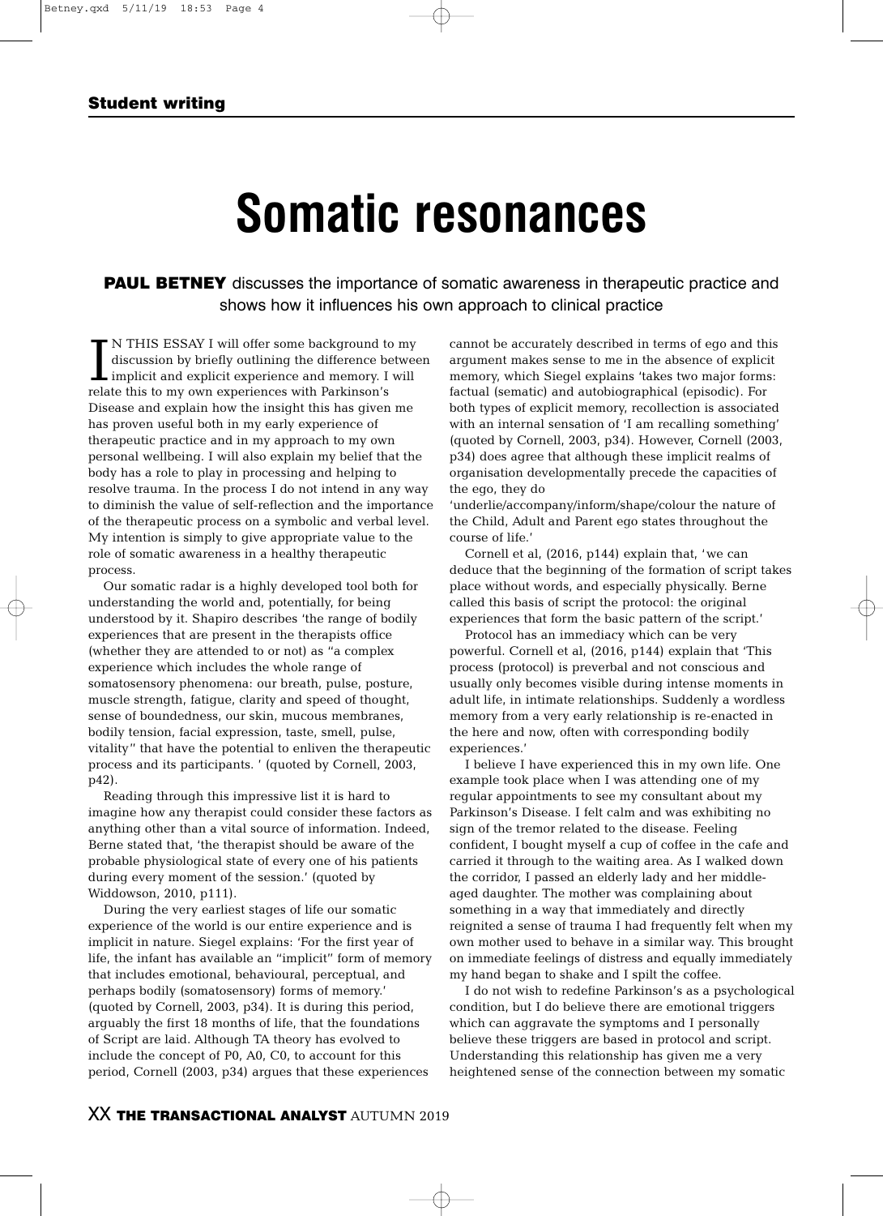**Student writing**

# Somatic resonances

**PAUL BETNEY** discusses the importance of somatic awareness in therapeutic practice and shows how it influences his own approach to clinical practice

IN THIS ESSAY I will offer some background to my discussion by briefly outlining the difference between implicit and explicit experience and memory. I will relate this to my own experiences with Parkinson's Disease and explain how the insight this has given me has proven useful both in my early experience of therapeutic practice and in my approach to my own personal wellbeing. I will also explain my belief that the body has a role to play in processing and helping to resolve trauma. In the process I do not intend in any way to diminish the value of self-reflection and the importance of the therapeutic process on a symbolic and verbal level. My intention is simply to give appropriate value to the role of somatic awareness in a healthy therapeutic process.

Our somatic radar is a highly developed tool both for understanding the world and, potentially, for being understood by it. Shapiro describes 'the range of bodily experiences that are present in the therapists office (whether they are attended to or not) as "a complex experience which includes the whole range of somatosensory phenomena: our breath, pulse, posture, muscle strength, fatigue, clarity and speed of thought, sense of boundedness, our skin, mucous membranes, bodily tension, facial expression, taste, smell, pulse, vitality" that have the potential to enliven the therapeutic process and its participants. ' (quoted by Cornell, 2003, p42).

Reading through this impressive list it is hard to imagine how any therapist could consider these factors as anything other than a vital source of information. Indeed, Berne stated that, 'the therapist should be aware of the probable physiological state of every one of his patients during every moment of the session.' (quoted by Widdowson, 2010, p111).

During the very earliest stages of life our somatic experience of the world is our entire experience and is implicit in nature. Siegel explains: 'For the first year of life, the infant has available an "implicit" form of memory that includes emotional, behavioural, perceptual, and perhaps bodily (somatosensory) forms of memory.' (quoted by Cornell, 2003, p34). It is during this period, arguably the first 18 months of life, that the foundations of Script are laid. Although TA theory has evolved to include the concept of P0, A0, C0, to account for this period, Cornell (2003, p34) argues that these experiences cannot be accurately described in terms of ego and this argument makes sense to me in the absence of explicit memory, which Siegel explains 'takes two major forms: factual (sematic) and autobiographical (episodic). For both types of explicit memory, recollection is associated with an internal sensation of 'I am recalling something' (quoted by Cornell, 2003, p34). However, Cornell (2003, p34) does agree that although these implicit realms of organisation developmentally precede the capacities of the ego, they do 'underlie/accompany/inform/shape/colour the nature of the Child, Adult and Parent ego states throughout the course of life.'

Cornell et al, (2016, p144) explain that, 'we can deduce that the beginning of the formation of script takes place without words, and especially physically. Berne called this basis of script the protocol: the original experiences that form the basic pattern of the script.'

Protocol has an immediacy which can be very powerful. Cornell et al, (2016, p144) explain that 'This process (protocol) is preverbal and not conscious and usually only becomes visible during intense moments in adult life, in intimate relationships. Suddenly a wordless memory from a very early relationship is re-enacted in the here and now, often with corresponding bodily experiences.'

I believe I have experienced this in my own life. One example took place when I was attending one of my regular appointments to see my consultant about my Parkinson's Disease. I felt calm and was exhibiting no sign of the tremor related to the disease. Feeling confident, I bought myself a cup of coffee in the cafe and carried it through to the waiting area. As I walked down the corridor, I passed an elderly lady and her middle-aged daughter. The mother was complaining about something in a way that immediately and directly reignited a sense of trauma I had frequently felt when my own mother used to behave in a similar way. This brought on immediate feelings of distress and equally immediately my hand began to shake and I spilt the coffee.

I do not wish to redefine Parkinson's as a psychological condition, but I do believe there are emotional triggers which can aggravate the symptoms and I personally believe these triggers are based in protocol and script. Understanding this relationship has given me a very heightened sense of the connection between my somatic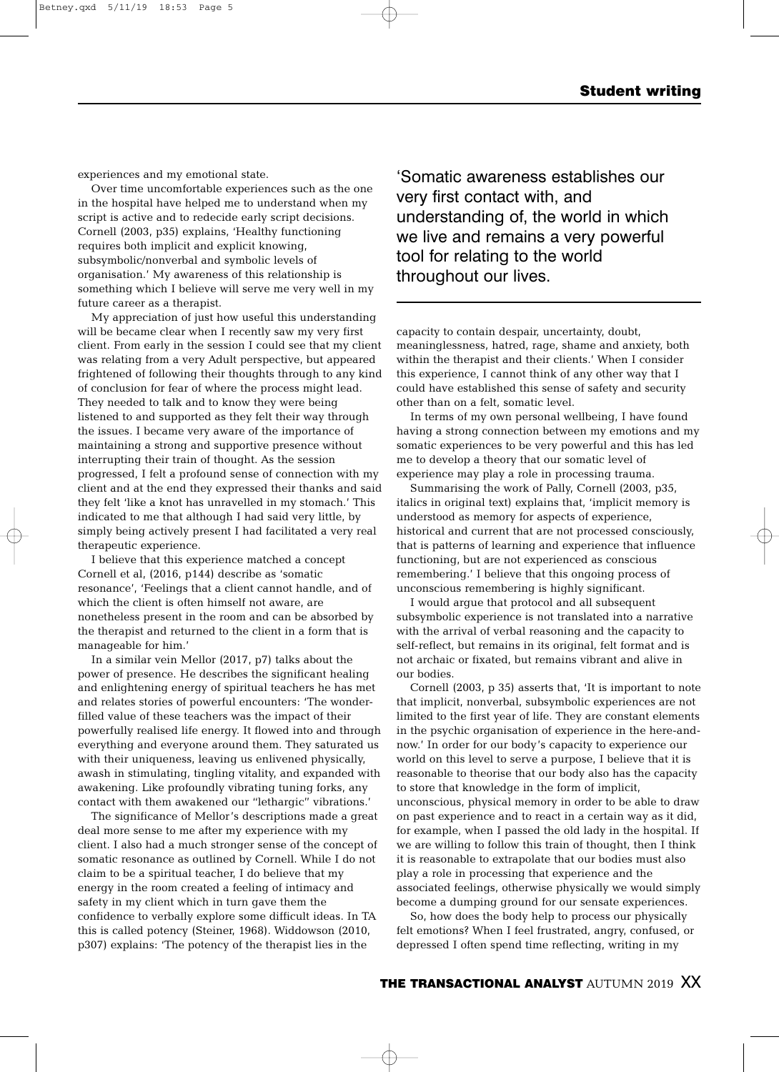experiences and my emotional state.

Over time uncomfortable experiences such as the one in the hospital have helped me to understand when my script is active and to redecide early script decisions. Cornell (2003, p35) explains, 'Healthy functioning requires both implicit and explicit knowing, subsymbolic/nonverbal and symbolic levels of organisation.' My awareness of this relationship is something which I believe will serve me very well in my future career as a therapist.

My appreciation of just how useful this understanding will be became clear when I recently saw my very first client. From early in the session I could see that my client was relating from a very Adult perspective, but appeared frightened of following their thoughts through to any kind of conclusion for fear of where the process might lead. They needed to talk and to know they were being listened to and supported as they felt their way through the issues. I became very aware of the importance of maintaining a strong and supportive presence without interrupting their train of thought. As the session progressed, I felt a profound sense of connection with my client and at the end they expressed their thanks and said they felt 'like a knot has unravelled in my stomach.' This indicated to me that although I had said very little, by simply being actively present I had facilitated a very real therapeutic experience.

I believe that this experience matched a concept Cornell et al, (2016, p144) describe as 'somatic resonance', 'Feelings that a client cannot handle, and of which the client is often himself not aware, are nonetheless present in the room and can be absorbed by the therapist and returned to the client in a form that is manageable for him.'

In a similar vein Mellor (2017, p7) talks about the power of presence. He describes the significant healing and enlightening energy of spiritual teachers he has met and relates stories of powerful encounters: 'The wonder-filled value of these teachers was the impact of their powerfully realised life energy. It flowed into and through everything and everyone around them. They saturated us with their uniqueness, leaving us enlivened physically, awash in stimulating, tingling vitality, and expanded with awakening. Like profoundly vibrating tuning forks, any contact with them awakened our "lethargic" vibrations.'

The significance of Mellor's descriptions made a great deal more sense to me after my experience with my client. I also had a much stronger sense of the concept of somatic resonance as outlined by Cornell. While I do not claim to be a spiritual teacher, I do believe that my energy in the room created a feeling of intimacy and safety in my client which in turn gave them the confidence to verbally explore some difficult ideas. In TA this is called potency (Steiner, 1968). Widdowson (2010, p307) explains: 'The potency of the therapist lies in the capacity to contain despair, uncertainty, doubt, meaninglessness, hatred, rage, shame and anxiety, both within the therapist and their clients.' When I consider this experience, I cannot think of any other way that I could have established this sense of safety and security other than on a felt, somatic level.

> 'Somatic awareness establishes our very first contact with, and understanding of, the world in which we live and remains a very powerful tool for relating to the world throughout our lives.

In terms of my own personal wellbeing, I have found having a strong connection between my emotions and my somatic experiences to be very powerful and this has led me to develop a theory that our somatic level of experience may play a role in processing trauma.

Summarising the work of Pally, Cornell (2003, p35, italics in original text) explains that, 'implicit memory is understood as memory for aspects of experience, historical and current that are not processed consciously, that is patterns of learning and experience that influence functioning, but are not experienced as conscious remembering.' I believe that this ongoing process of unconscious remembering is highly significant.

I would argue that protocol and all subsequent subsymbolic experience is not translated into a narrative with the arrival of verbal reasoning and the capacity to self-reflect, but remains in its original, felt format and is not archaic or fixated, but remains vibrant and alive in our bodies.

Cornell (2003, p 35) asserts that, 'It is important to note that implicit, nonverbal, subsymbolic experiences are not limited to the first year of life. They are constant elements in the psychic organisation of experience in the here-and-now.' In order for our body's capacity to experience our world on this level to serve a purpose, I believe that it is reasonable to theorise that our body also has the capacity to store that knowledge in the form of implicit, unconscious, physical memory in order to be able to draw on past experience and to react in a certain way as it did, for example, when I passed the old lady in the hospital. If we are willing to follow this train of thought, then I think it is reasonable to extrapolate that our bodies must also play a role in processing that experience and the associated feelings, otherwise physically we would simply become a dumping ground for our sensate experiences.

So, how does the body help to process our physically felt emotions? When I feel frustrated, angry, confused, or depressed I often spend time reflecting, writing in my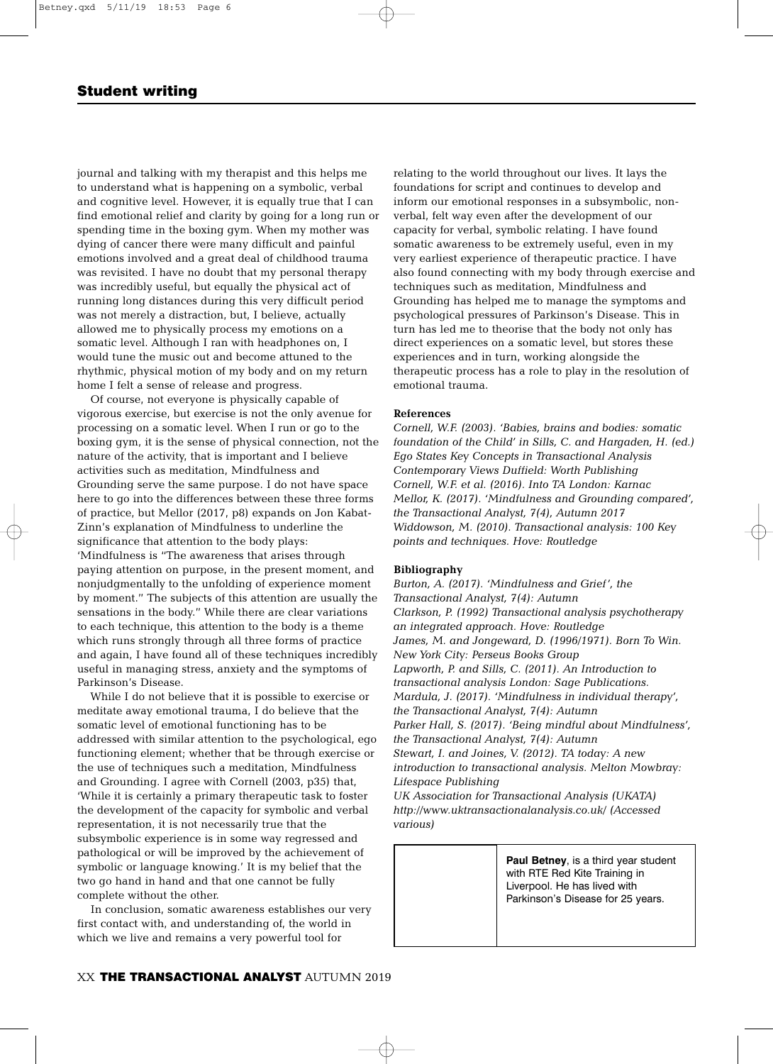journal and talking with my therapist and this helps me to understand what is happening on a symbolic, verbal and cognitive level. However, it is equally true that I can find emotional relief and clarity by going for a long run or spending time in the boxing gym. When my mother was dying of cancer there were many difficult and painful emotions involved and a great deal of childhood trauma was revisited. I have no doubt that my personal therapy was incredibly useful, but equally the physical act of running long distances during this very difficult period was not merely a distraction, but, I believe, actually allowed me to physically process my emotions on a somatic level. Although I ran with headphones on, I would tune the music out and become attuned to the rhythmic, physical motion of my body and on my return home I felt a sense of release and progress.

Of course, not everyone is physically capable of vigorous exercise, but exercise is not the only avenue for processing on a somatic level. When I run or go to the boxing gym, it is the sense of physical connection, not the nature of the activity, that is important and I believe activities such as meditation, Mindfulness and Grounding serve the same purpose. I do not have space here to go into the differences between these three forms of practice, but Mellor (2017, p8) expands on Jon Kabat-Zinn's explanation of Mindfulness to underline the significance that attention to the body plays: 'Mindfulness is "The awareness that arises through paying attention on purpose, in the present moment, and nonjudgmentally to the unfolding of experience moment by moment." The subjects of this attention are usually the sensations in the body." While there are clear variations to each technique, this attention to the body is a theme which runs strongly through all three forms of practice and again, I have found all of these techniques incredibly useful in managing stress, anxiety and the symptoms of Parkinson's Disease.

While I do not believe that it is possible to exercise or meditate away emotional trauma, I do believe that the somatic level of emotional functioning has to be addressed with similar attention to the psychological, ego functioning element; whether that be through exercise or the use of techniques such a meditation, Mindfulness and Grounding. I agree with Cornell (2003, p35) that, 'While it is certainly a primary therapeutic task to foster the development of the capacity for symbolic and verbal representation, it is not necessarily true that the subsymbolic experience is in some way regressed and pathological or will be improved by the achievement of symbolic or language knowing.' It is my belief that the two go hand in hand and that one cannot be fully complete without the other.

In conclusion, somatic awareness establishes our very first contact with, and understanding of, the world in which we live and remains a very powerful tool for relating to the world throughout our lives. It lays the foundations for script and continues to develop and inform our emotional responses in a subsymbolic, non-verbal, felt way even after the development of our capacity for verbal, symbolic relating. I have found somatic awareness to be extremely useful, even in my very earliest experience of therapeutic practice. I have also found connecting with my body through exercise and techniques such as meditation, Mindfulness and Grounding has helped me to manage the symptoms and psychological pressures of Parkinson's Disease. This in turn has led me to theorise that the body not only has direct experiences on a somatic level, but stores these experiences and in turn, working alongside the therapeutic process has a role to play in the resolution of emotional trauma.

#### References

*Cornell, W.F. (2003). 'Babies, brains and bodies: somatic foundation of the Child' in Sills, C. and Hargaden, H. (ed.) Ego States Key Concepts in Transactional Analysis Contemporary Views Duffield: Worth Publishing*
*Cornell, W.F. et al. (2016). Into TA London: Karnac*
*Mellor, K. (2017). 'Mindfulness and Grounding compared', the Transactional Analyst, 7(4), Autumn 2017*
*Widdowson, M. (2010). Transactional analysis: 100 Key points and techniques. Hove: Routledge*

#### Bibliography

*Burton, A. (2017). 'Mindfulness and Grief', the Transactional Analyst, 7(4): Autumn*
*Clarkson, P. (1992) Transactional analysis psychotherapy an integrated approach. Hove: Routledge*
*James, M. and Jongeward, D. (1996/1971). Born To Win. New York City: Perseus Books Group*
*Lapworth, P. and Sills, C. (2011). An Introduction to transactional analysis London: Sage Publications.*
*Mardula, J. (2017). 'Mindfulness in individual therapy', the Transactional Analyst, 7(4): Autumn*
*Parker Hall, S. (2017). 'Being mindful about Mindfulness', the Transactional Analyst, 7(4): Autumn*
*Stewart, I. and Joines, V. (2012). TA today: A new introduction to transactional analysis. Melton Mowbray: Lifespace Publishing*
*UK Association for Transactional Analysis (UKATA) http://www.uktransactionalanalysis.co.uk/ (Accessed various)*

**Paul Betney**, is a third year student with RTE Red Kite Training in Liverpool. He has lived with Parkinson's Disease for 25 years.